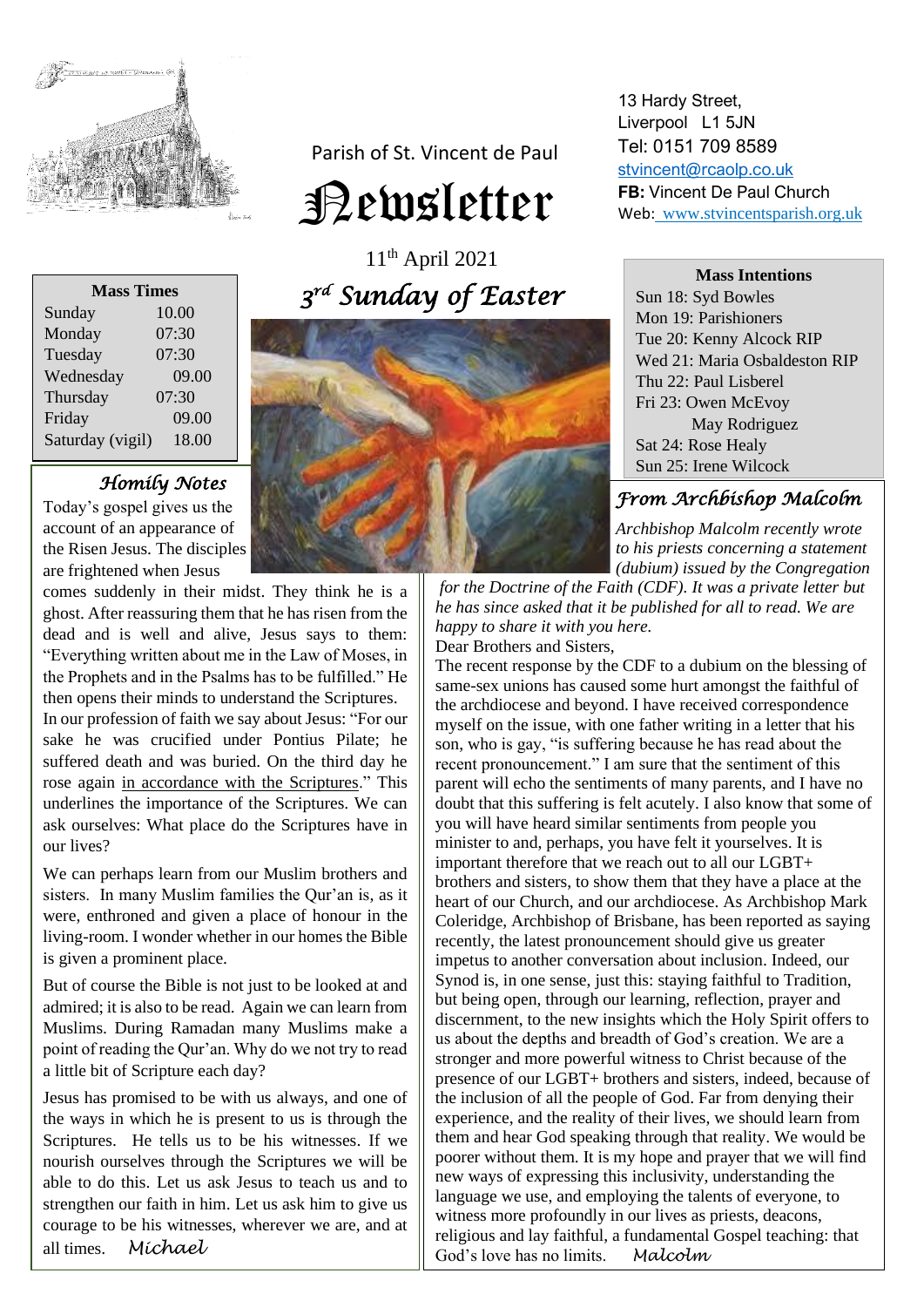Parish of St. Vincent de Paul

# Newsletter

11th April 2021

## 3rd Sunday of Easter

13 Hardy Street,
Liverpool L1 5JN
Tel: 0151 709 8589
stvincent@rcaolp.co.uk
**FB:** Vincent De Paul Church
Web: www.stvincentsparish.org.uk

| Mass Times | |
|---|---|
| Sunday | 10.00 |
| Monday | 07:30 |
| Tuesday | 07:30 |
| Wednesday | 09.00 |
| Thursday | 07:30 |
| Friday | 09.00 |
| Saturday (vigil) | 18.00 |

**Mass Intentions**

Sun 18: Syd Bowles
Mon 19: Parishioners
Tue 20: Kenny Alcock RIP
Wed 21: Maria Osbaldeston RIP
Thu 22: Paul Lisberel
Fri 23: Owen McEvoy
May Rodriguez
Sat 24: Rose Healy
Sun 25: Irene Wilcock

### *Homily Notes*

Today's gospel gives us the account of an appearance of the Risen Jesus. The disciples are frightened when Jesus comes suddenly in their midst. They think he is a ghost. After reassuring them that he has risen from the dead and is well and alive, Jesus says to them: "Everything written about me in the Law of Moses, in the Prophets and in the Psalms has to be fulfilled." He then opens their minds to understand the Scriptures.

In our profession of faith we say about Jesus: "For our sake he was crucified under Pontius Pilate; he suffered death and was buried. On the third day he rose again in accordance with the Scriptures." This underlines the importance of the Scriptures. We can ask ourselves: What place do the Scriptures have in our lives?

We can perhaps learn from our Muslim brothers and sisters. In many Muslim families the Qur'an is, as it were, enthroned and given a place of honour in the living-room. I wonder whether in our homes the Bible is given a prominent place.

But of course the Bible is not just to be looked at and admired; it is also to be read. Again we can learn from Muslims. During Ramadan many Muslims make a point of reading the Qur'an. Why do we not try to read a little bit of Scripture each day?

Jesus has promised to be with us always, and one of the ways in which he is present to us is through the Scriptures. He tells us to be his witnesses. If we nourish ourselves through the Scriptures we will be able to do this. Let us ask Jesus to teach us and to strengthen our faith in him. Let us ask him to give us courage to be his witnesses, wherever we are, and at all times. *Michael*

### *From Archbishop Malcolm*

*Archbishop Malcolm recently wrote to his priests concerning a statement (dubium) issued by the Congregation for the Doctrine of the Faith (CDF). It was a private letter but he has since asked that it be published for all to read. We are happy to share it with you here.*

Dear Brothers and Sisters,

The recent response by the CDF to a dubium on the blessing of same-sex unions has caused some hurt amongst the faithful of the archdiocese and beyond. I have received correspondence myself on the issue, with one father writing in a letter that his son, who is gay, "is suffering because he has read about the recent pronouncement." I am sure that the sentiment of this parent will echo the sentiments of many parents, and I have no doubt that this suffering is felt acutely. I also know that some of you will have heard similar sentiments from people you minister to and, perhaps, you have felt it yourselves. It is important therefore that we reach out to all our LGBT+ brothers and sisters, to show them that they have a place at the heart of our Church, and our archdiocese. As Archbishop Mark Coleridge, Archbishop of Brisbane, has been reported as saying recently, the latest pronouncement should give us greater impetus to another conversation about inclusion. Indeed, our Synod is, in one sense, just this: staying faithful to Tradition, but being open, through our learning, reflection, prayer and discernment, to the new insights which the Holy Spirit offers to us about the depths and breadth of God's creation. We are a stronger and more powerful witness to Christ because of the presence of our LGBT+ brothers and sisters, indeed, because of the inclusion of all the people of God. Far from denying their experience, and the reality of their lives, we should learn from them and hear God speaking through that reality. We would be poorer without them. It is my hope and prayer that we will find new ways of expressing this inclusivity, understanding the language we use, and employing the talents of everyone, to witness more profoundly in our lives as priests, deacons, religious and lay faithful, a fundamental Gospel teaching: that God's love has no limits. *Malcolm*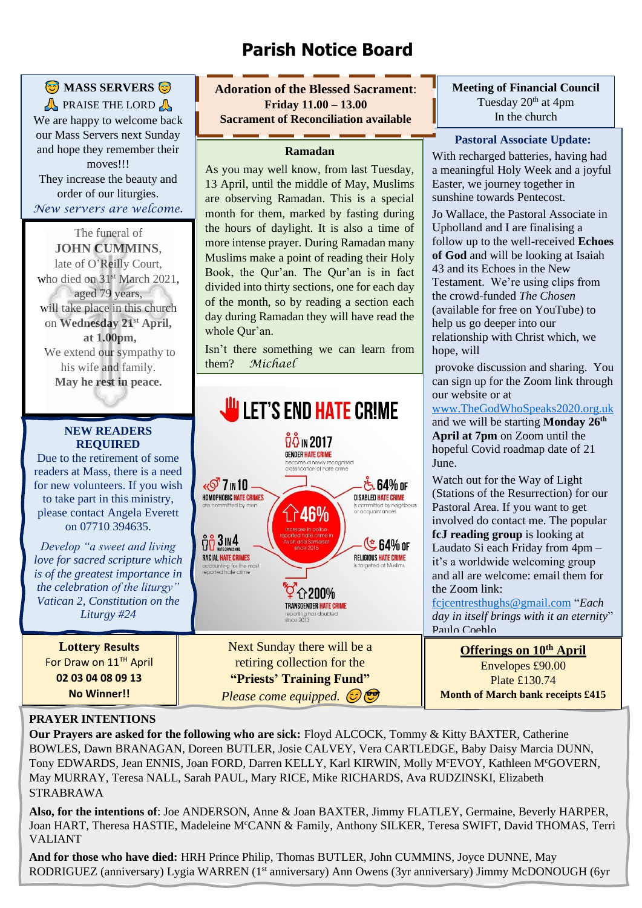# Parish Notice Board

**😇 MASS SERVERS 😇**

🙏 PRAISE THE LORD 🙏

We are happy to welcome back our Mass Servers next Sunday and hope they remember their moves!!!

They increase the beauty and order of our liturgies.

*New servers are welcome.*

The funeral of **JOHN CUMMINS**, late of O'Reilly Court, who died on 31st March 2021, aged 79 years, will take place in this church on **Wednesday 21st April, at 1.00pm,**

We extend our sympathy to his wife and family.

**May he rest in peace.**

**NEW READERS REQUIRED**

Due to the retirement of some readers at Mass, there is a need for new volunteers. If you wish to take part in this ministry, please contact Angela Everett on 07710 394635.

*Develop "a sweet and living love for sacred scripture which is of the greatest importance in the celebration of the liturgy" Vatican 2, Constitution on the Liturgy #24*

**Adoration of the Blessed Sacrament**:
**Friday 11.00 – 13.00**
**Sacrament of Reconciliation available**

**Ramadan**

As you may well know, from last Tuesday, 13 April, until the middle of May, Muslims are observing Ramadan. This is a special month for them, marked by fasting during the hours of daylight. It is also a time of more intense prayer. During Ramadan many Muslims make a point of reading their Holy Book, the Qur'an. The Qur'an is in fact divided into thirty sections, one for each day of the month, so by reading a section each day during Ramadan they will have read the whole Qur'an.

Isn't there something we can learn from them? *Michael*

LET'S END HATE CR!ME

IN 2017 GENDER HATE CRIME become a newly recognised classification of hate crime

7 IN 10 HOMOPHOBIC HATE CRIMES are committed by men

64% OF DISABLED HATE CRIME is committed by neighbours or acquaintances

46% increase in police reported hate crime in Avon and Somerset since 2015

3 IN 4 HATE CRIMES ARE RACIAL HATE CRIMES accounting for the most reported hate crime

64% OF RELIGIOUS HATE CRIME is targeted at Muslims

200% TRANSGENDER HATE CRIME reporting has doubled since 2013

**Meeting of Financial Council**
Tuesday 20th at 4pm
In the church

**Pastoral Associate Update:**

With recharged batteries, having had a meaningful Holy Week and a joyful Easter, we journey together in sunshine towards Pentecost.

Jo Wallace, the Pastoral Associate in Upholland and I are finalising a follow up to the well-received **Echoes of God** and will be looking at Isaiah 43 and its Echoes in the New Testament. We're using clips from the crowd-funded *The Chosen* (available for free on YouTube) to help us go deeper into our relationship with Christ which, we hope, will provoke discussion and sharing. You can sign up for the Zoom link through our website or at www.TheGodWhoSpeaks2020.org.uk and we will be starting **Monday 26th April at 7pm** on Zoom until the hopeful Covid roadmap date of 21 June.

Watch out for the Way of Light (Stations of the Resurrection) for our Pastoral Area. If you want to get involved do contact me. The popular **fcJ reading group** is looking at Laudato Si each Friday from 4pm – it's a worldwide welcoming group and all are welcome: email them for the Zoom link: fcjcentresthughs@gmail.com "*Each day in itself brings with it an eternity*" Paulo Coehlo

**Lottery Results**
For Draw on 11TH April
**02 03 04 08 09 13**
**No Winner!!**

Next Sunday there will be a retiring collection for the **"Priests' Training Fund"**
*Please come equipped.* 😊😎

**Offerings on 10th April**
Envelopes £90.00
Plate £130.74
**Month of March bank receipts £415**

**PRAYER INTENTIONS**

**Our Prayers are asked for the following who are sick:** Floyd ALCOCK, Tommy & Kitty BAXTER, Catherine BOWLES, Dawn BRANAGAN, Doreen BUTLER, Josie CALVEY, Vera CARTLEDGE, Baby Daisy Marcia DUNN, Tony EDWARDS, Jean ENNIS, Joan FORD, Darren KELLY, Karl KIRWIN, Molly McEVOY, Kathleen McGOVERN, May MURRAY, Teresa NALL, Sarah PAUL, Mary RICE, Mike RICHARDS, Ava RUDZINSKI, Elizabeth STRABRAWA

**Also, for the intentions of**: Joe ANDERSON, Anne & Joan BAXTER, Jimmy FLATLEY, Germaine, Beverly HARPER, Joan HART, Theresa HASTIE, Madeleine McCANN & Family, Anthony SILKER, Teresa SWIFT, David THOMAS, Terri VALIANT

**And for those who have died:** HRH Prince Philip, Thomas BUTLER, John CUMMINS, Joyce DUNNE, May RODRIGUEZ (anniversary) Lygia WARREN (1st anniversary) Ann Owens (3yr anniversary) Jimmy McDONOUGH (6yr